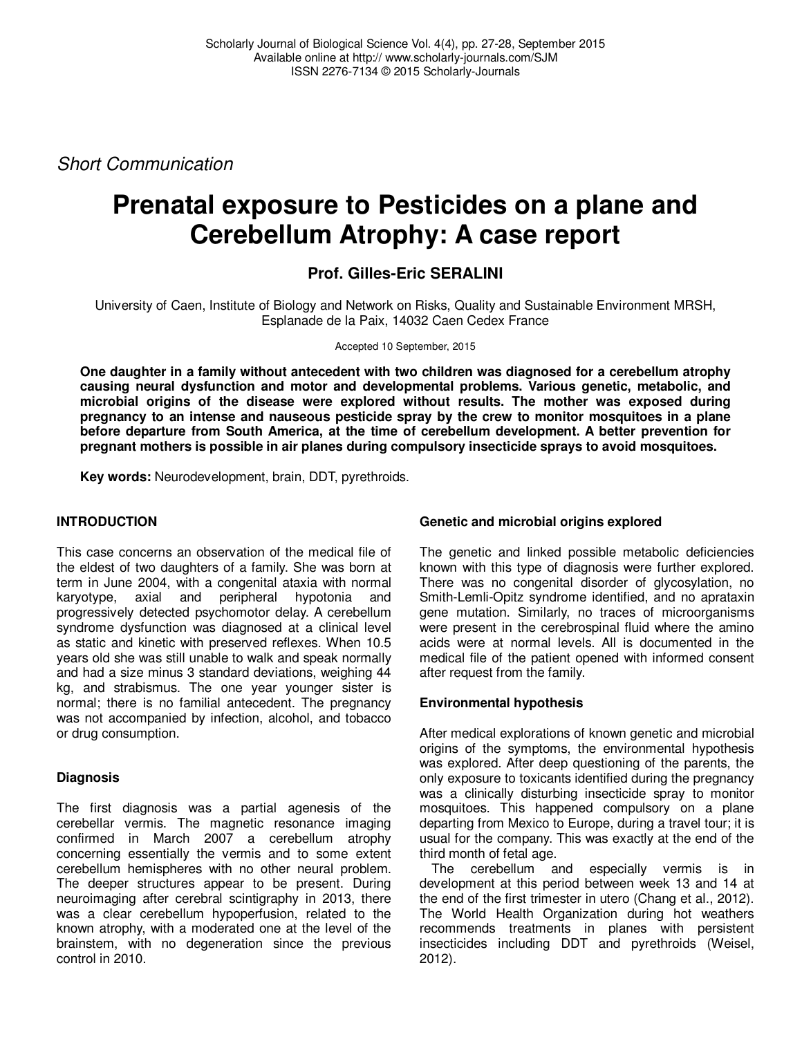*Short Communication*

# Prenatal exposure to Pesticides on a plane and Cerebellum Atrophy: A case report

**Prof. Gilles-Eric SERALINI**

University of Caen, Institute of Biology and Network on Risks, Quality and Sustainable Environment MRSH, Esplanade de la Paix, 14032 Caen Cedex France

Accepted 10 September, 2015

**One daughter in a family without antecedent with two children was diagnosed for a cerebellum atrophy causing neural dysfunction and motor and developmental problems. Various genetic, metabolic, and microbial origins of the disease were explored without results. The mother was exposed during pregnancy to an intense and nauseous pesticide spray by the crew to monitor mosquitoes in a plane before departure from South America, at the time of cerebellum development. A better prevention for pregnant mothers is possible in air planes during compulsory insecticide sprays to avoid mosquitoes.**

**Key words:** Neurodevelopment, brain, DDT, pyrethroids.

## INTRODUCTION

This case concerns an observation of the medical file of the eldest of two daughters of a family. She was born at term in June 2004, with a congenital ataxia with normal karyotype, axial and peripheral hypotonia and progressively detected psychomotor delay. A cerebellum syndrome dysfunction was diagnosed at a clinical level as static and kinetic with preserved reflexes. When 10.5 years old she was still unable to walk and speak normally and had a size minus 3 standard deviations, weighing 44 kg, and strabismus. The one year younger sister is normal; there is no familial antecedent. The pregnancy was not accompanied by infection, alcohol, and tobacco or drug consumption.

### Diagnosis

The first diagnosis was a partial agenesis of the cerebellar vermis. The magnetic resonance imaging confirmed in March 2007 a cerebellum atrophy concerning essentially the vermis and to some extent cerebellum hemispheres with no other neural problem. The deeper structures appear to be present. During neuroimaging after cerebral scintigraphy in 2013, there was a clear cerebellum hypoperfusion, related to the known atrophy, with a moderated one at the level of the brainstem, with no degeneration since the previous control in 2010.

### Genetic and microbial origins explored

The genetic and linked possible metabolic deficiencies known with this type of diagnosis were further explored. There was no congenital disorder of glycosylation, no Smith-Lemli-Opitz syndrome identified, and no aprataxin gene mutation. Similarly, no traces of microorganisms were present in the cerebrospinal fluid where the amino acids were at normal levels. All is documented in the medical file of the patient opened with informed consent after request from the family.

### Environmental hypothesis

After medical explorations of known genetic and microbial origins of the symptoms, the environmental hypothesis was explored. After deep questioning of the parents, the only exposure to toxicants identified during the pregnancy was a clinically disturbing insecticide spray to monitor mosquitoes. This happened compulsory on a plane departing from Mexico to Europe, during a travel tour; it is usual for the company. This was exactly at the end of the third month of fetal age.

The cerebellum and especially vermis is in development at this period between week 13 and 14 at the end of the first trimester in utero (Chang et al., 2012). The World Health Organization during hot weathers recommends treatments in planes with persistent insecticides including DDT and pyrethroids (Weisel, 2012).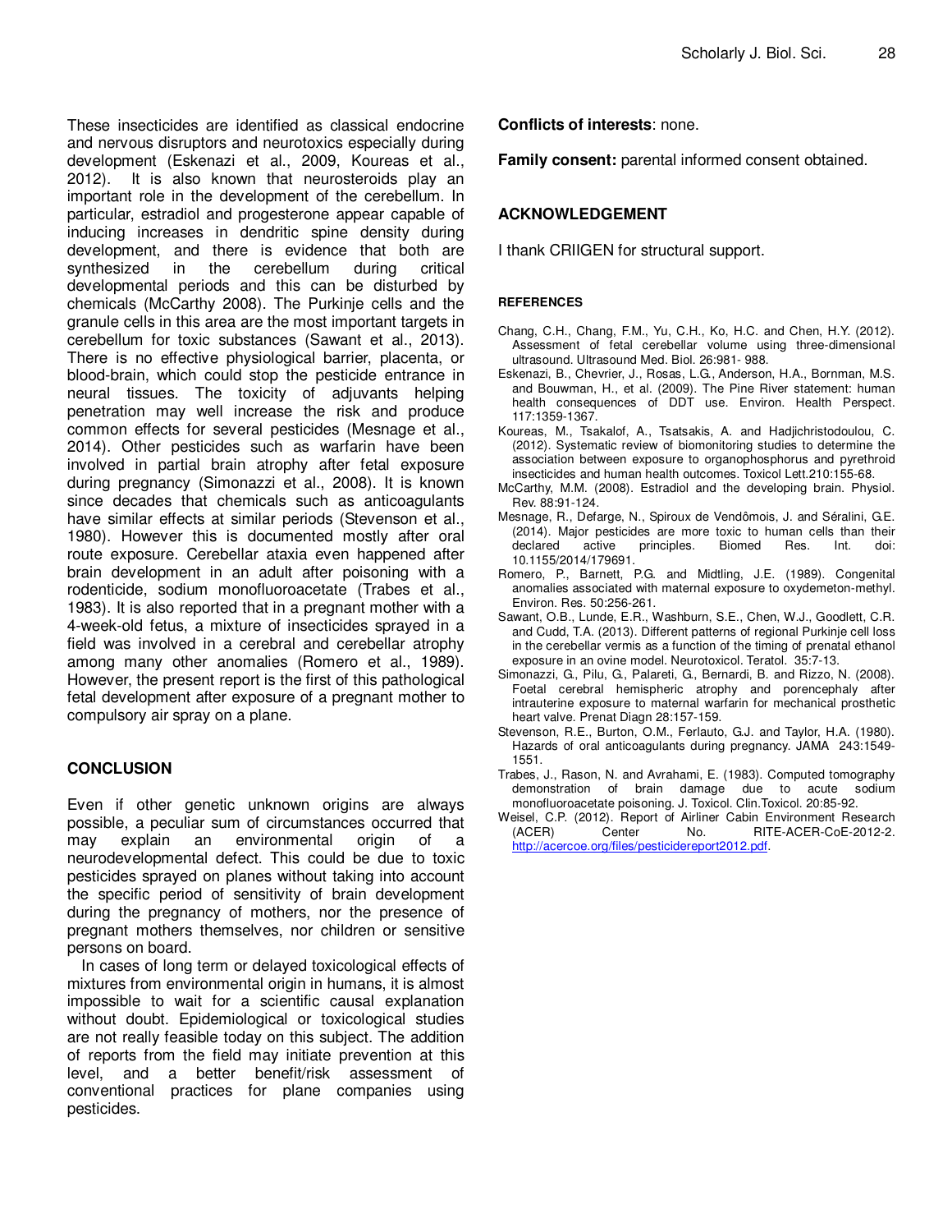These insecticides are identified as classical endocrine and nervous disruptors and neurotoxics especially during development (Eskenazi et al., 2009, Koureas et al., 2012). It is also known that neurosteroids play an important role in the development of the cerebellum. In particular, estradiol and progesterone appear capable of inducing increases in dendritic spine density during development, and there is evidence that both are synthesized in the cerebellum during critical developmental periods and this can be disturbed by chemicals (McCarthy 2008). The Purkinje cells and the granule cells in this area are the most important targets in cerebellum for toxic substances (Sawant et al., 2013). There is no effective physiological barrier, placenta, or blood-brain, which could stop the pesticide entrance in neural tissues. The toxicity of adjuvants helping penetration may well increase the risk and produce common effects for several pesticides (Mesnage et al., 2014). Other pesticides such as warfarin have been involved in partial brain atrophy after fetal exposure during pregnancy (Simonazzi et al., 2008). It is known since decades that chemicals such as anticoagulants have similar effects at similar periods (Stevenson et al., 1980). However this is documented mostly after oral route exposure. Cerebellar ataxia even happened after brain development in an adult after poisoning with a rodenticide, sodium monofluoroacetate (Trabes et al., 1983). It is also reported that in a pregnant mother with a 4-week-old fetus, a mixture of insecticides sprayed in a field was involved in a cerebral and cerebellar atrophy among many other anomalies (Romero et al., 1989). However, the present report is the first of this pathological fetal development after exposure of a pregnant mother to compulsory air spray on a plane.

## CONCLUSION

Even if other genetic unknown origins are always possible, a peculiar sum of circumstances occurred that may explain an environmental origin of a neurodevelopmental defect. This could be due to toxic pesticides sprayed on planes without taking into account the specific period of sensitivity of brain development during the pregnancy of mothers, nor the presence of pregnant mothers themselves, nor children or sensitive persons on board.

In cases of long term or delayed toxicological effects of mixtures from environmental origin in humans, it is almost impossible to wait for a scientific causal explanation without doubt. Epidemiological or toxicological studies are not really feasible today on this subject. The addition of reports from the field may initiate prevention at this level, and a better benefit/risk assessment of conventional practices for plane companies using pesticides.

**Conflicts of interests**: none.

**Family consent:** parental informed consent obtained.

## ACKNOWLEDGEMENT

I thank CRIIGEN for structural support.

## REFERENCES

Chang, C.H., Chang, F.M., Yu, C.H., Ko, H.C. and Chen, H.Y. (2012). Assessment of fetal cerebellar volume using three-dimensional ultrasound. Ultrasound Med. Biol. 26:981- 988.

Eskenazi, B., Chevrier, J., Rosas, L.G., Anderson, H.A., Bornman, M.S. and Bouwman, H., et al. (2009). The Pine River statement: human health consequences of DDT use. Environ. Health Perspect. 117:1359-1367.

Koureas, M., Tsakalof, A., Tsatsakis, A. and Hadjichristodoulou, C. (2012). Systematic review of biomonitoring studies to determine the association between exposure to organophosphorus and pyrethroid insecticides and human health outcomes. Toxicol Lett.210:155-68.

McCarthy, M.M. (2008). Estradiol and the developing brain. Physiol. Rev. 88:91-124.

Mesnage, R., Defarge, N., Spiroux de Vendômois, J. and Séralini, G.E. (2014). Major pesticides are more toxic to human cells than their declared active principles. Biomed Res. Int. doi: 10.1155/2014/179691.

Romero, P., Barnett, P.G. and Midtling, J.E. (1989). Congenital anomalies associated with maternal exposure to oxydemeton-methyl. Environ. Res. 50:256-261.

Sawant, O.B., Lunde, E.R., Washburn, S.E., Chen, W.J., Goodlett, C.R. and Cudd, T.A. (2013). Different patterns of regional Purkinje cell loss in the cerebellar vermis as a function of the timing of prenatal ethanol exposure in an ovine model. Neurotoxicol. Teratol. 35:7-13.

Simonazzi, G., Pilu, G., Palareti, G., Bernardi, B. and Rizzo, N. (2008). Foetal cerebral hemispheric atrophy and porencephaly after intrauterine exposure to maternal warfarin for mechanical prosthetic heart valve. Prenat Diagn 28:157-159.

Stevenson, R.E., Burton, O.M., Ferlauto, G.J. and Taylor, H.A. (1980). Hazards of oral anticoagulants during pregnancy. JAMA 243:1549-1551.

Trabes, J., Rason, N. and Avrahami, E. (1983). Computed tomography demonstration of brain damage due to acute sodium monofluoroacetate poisoning. J. Toxicol. Clin.Toxicol. 20:85-92.

Weisel, C.P. (2012). Report of Airliner Cabin Environment Research (ACER) Center No. RITE-ACER-CoE-2012-2. http://acercoe.org/files/pesticidereport2012.pdf.